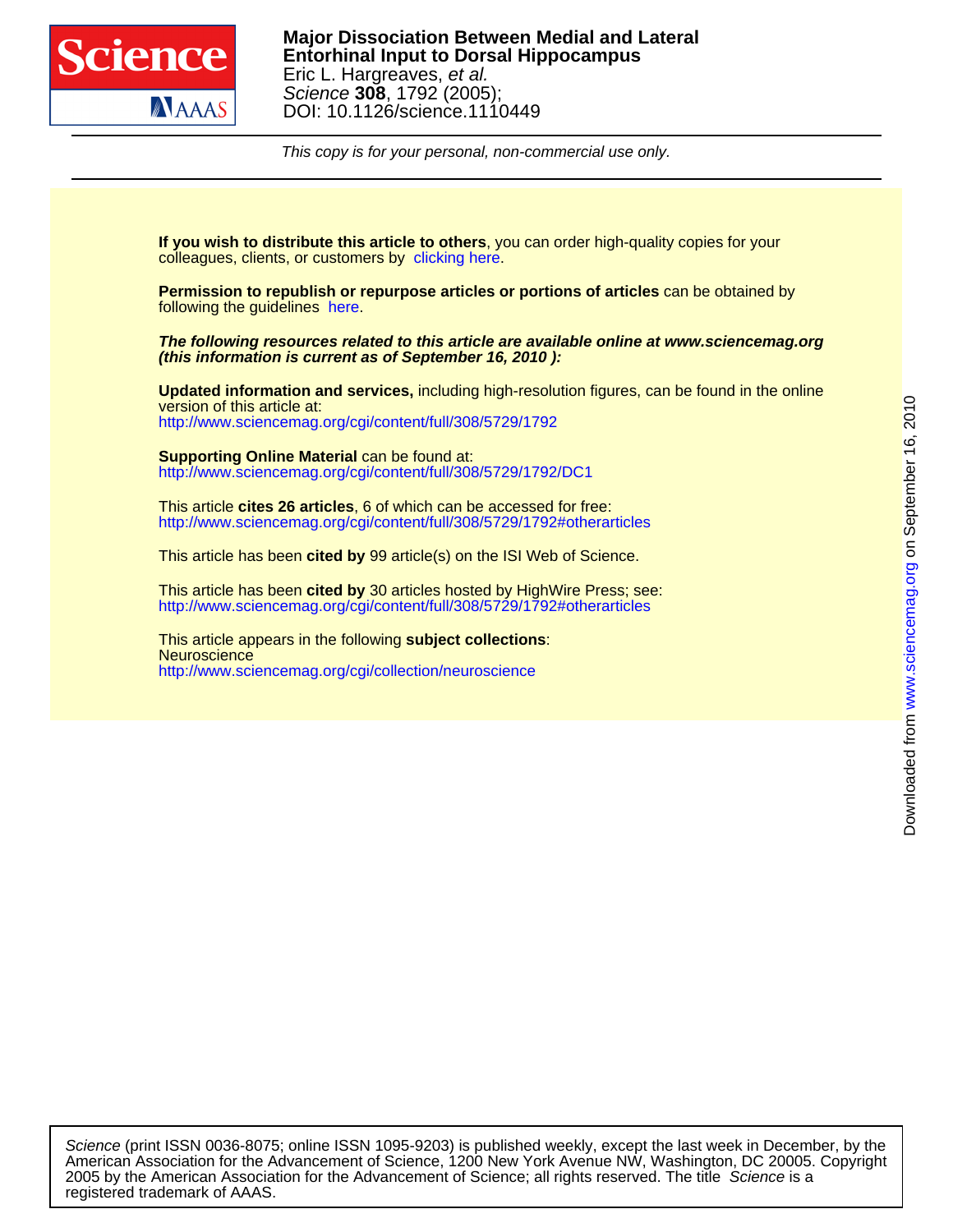**Major Dissociation Between Medial and Lateral Entorhinal Input to Dorsal Hippocampus**
Eric L. Hargreaves, *et al.*
*Science* **308**, 1792 (2005);
DOI: 10.1126/science.1110449

*This copy is for your personal, non-commercial use only.*

**If you wish to distribute this article to others**, you can order high-quality copies for your colleagues, clients, or customers by clicking here.

**Permission to republish or repurpose articles or portions of articles** can be obtained by following the guidelines here.

***The following resources related to this article are available online at www.sciencemag.org (this information is current as of September 16, 2010 ):***

**Updated information and services,** including high-resolution figures, can be found in the online version of this article at:
http://www.sciencemag.org/cgi/content/full/308/5729/1792

**Supporting Online Material** can be found at:
http://www.sciencemag.org/cgi/content/full/308/5729/1792/DC1

This article **cites 26 articles**, 6 of which can be accessed for free:
http://www.sciencemag.org/cgi/content/full/308/5729/1792#otherarticles

This article has been **cited by** 99 article(s) on the ISI Web of Science.

This article has been **cited by** 30 articles hosted by HighWire Press; see:
http://www.sciencemag.org/cgi/content/full/308/5729/1792#otherarticles

This article appears in the following **subject collections**:
Neuroscience
http://www.sciencemag.org/cgi/collection/neuroscience

*Science* (print ISSN 0036-8075; online ISSN 1095-9203) is published weekly, except the last week in December, by the American Association for the Advancement of Science, 1200 New York Avenue NW, Washington, DC 20005. Copyright 2005 by the American Association for the Advancement of Science; all rights reserved. The title *Science* is a registered trademark of AAAS.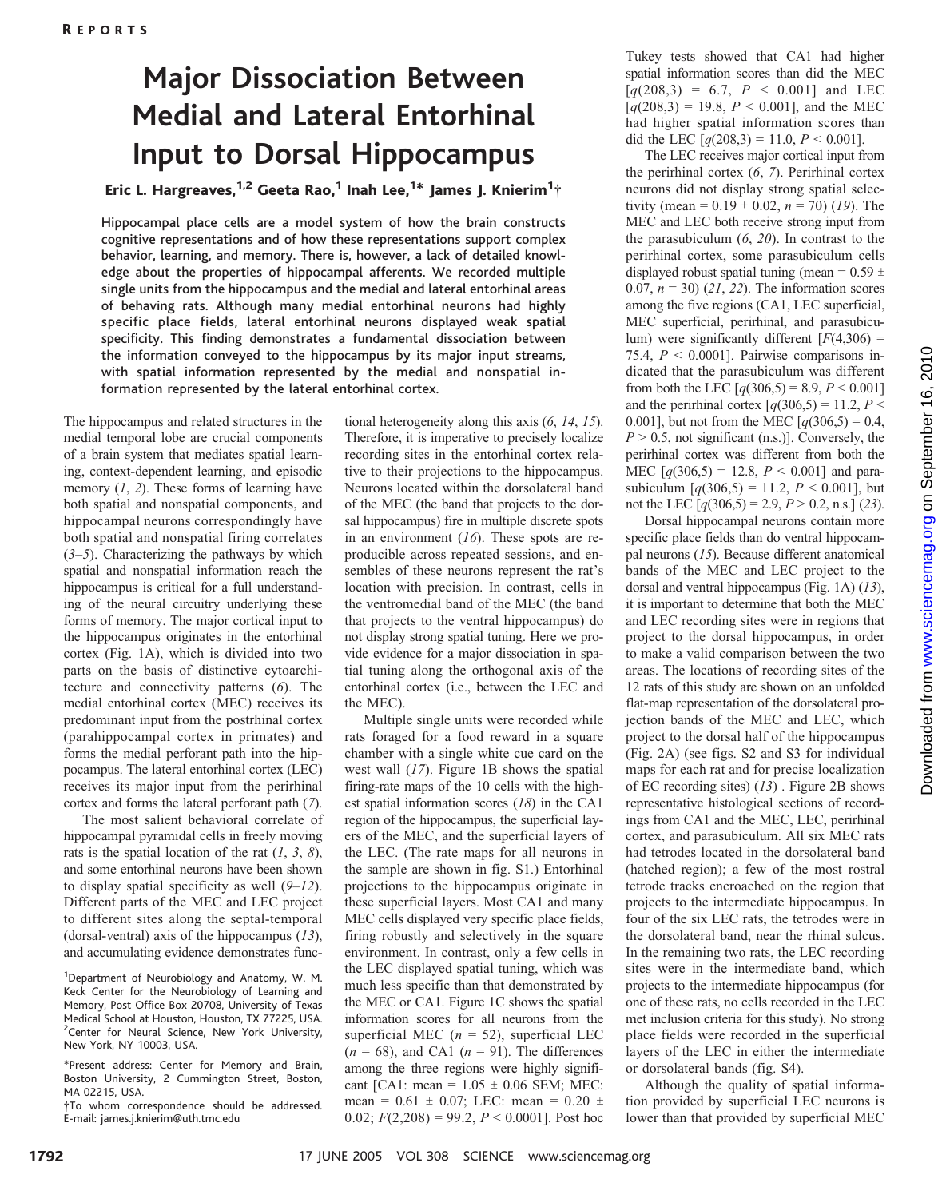# Major Dissociation Between Medial and Lateral Entorhinal Input to Dorsal Hippocampus

**Eric L. Hargreaves,[1,2] Geeta Rao,[1] Inah Lee,[1]* James J. Knierim[1]†**

**Hippocampal place cells are a model system of how the brain constructs cognitive representations and of how these representations support complex behavior, learning, and memory. There is, however, a lack of detailed knowledge about the properties of hippocampal afferents. We recorded multiple single units from the hippocampus and the medial and lateral entorhinal areas of behaving rats. Although many medial entorhinal neurons had highly specific place fields, lateral entorhinal neurons displayed weak spatial specificity. This finding demonstrates a fundamental dissociation between the information conveyed to the hippocampus by its major input streams, with spatial information represented by the medial and nonspatial information represented by the lateral entorhinal cortex.**

The hippocampus and related structures in the medial temporal lobe are crucial components of a brain system that mediates spatial learning, context-dependent learning, and episodic memory (*1*, *2*). These forms of learning have both spatial and nonspatial components, and hippocampal neurons correspondingly have both spatial and nonspatial firing correlates (*3*–*5*). Characterizing the pathways by which spatial and nonspatial information reach the hippocampus is critical for a full understanding of the neural circuitry underlying these forms of memory. The major cortical input to the hippocampus originates in the entorhinal cortex (Fig. 1A), which is divided into two parts on the basis of distinctive cytoarchitecture and connectivity patterns (*6*). The medial entorhinal cortex (MEC) receives its predominant input from the postrhinal cortex (parahippocampal cortex in primates) and forms the medial perforant path into the hippocampus. The lateral entorhinal cortex (LEC) receives its major input from the perirhinal cortex and forms the lateral perforant path (*7*).

The most salient behavioral correlate of hippocampal pyramidal cells in freely moving rats is the spatial location of the rat (*1*, *3*, *8*), and some entorhinal neurons have been shown to display spatial specificity as well (*9*–*12*). Different parts of the MEC and LEC project to different sites along the septal-temporal (dorsal-ventral) axis of the hippocampus (*13*), and accumulating evidence demonstrates functional heterogeneity along this axis (*6*, *14*, *15*). Therefore, it is imperative to precisely localize recording sites in the entorhinal cortex relative to their projections to the hippocampus. Neurons located within the dorsolateral band of the MEC (the band that projects to the dorsal hippocampus) fire in multiple discrete spots in an environment (*16*). These spots are reproducible across repeated sessions, and ensembles of these neurons represent the rat's location with precision. In contrast, cells in the ventromedial band of the MEC (the band that projects to the ventral hippocampus) do not display strong spatial tuning. Here we provide evidence for a major dissociation in spatial tuning along the orthogonal axis of the entorhinal cortex (i.e., between the LEC and the MEC).

Multiple single units were recorded while rats foraged for a food reward in a square chamber with a single white cue card on the west wall (*17*). Figure 1B shows the spatial firing-rate maps of the 10 cells with the highest spatial information scores (*18*) in the CA1 region of the hippocampus, the superficial layers of the MEC, and the superficial layers of the LEC. (The rate maps for all neurons in the sample are shown in fig. S1.) Entorhinal projections to the hippocampus originate in these superficial layers. Most CA1 and many MEC cells displayed very specific place fields, firing robustly and selectively in the square environment. In contrast, only a few cells in the LEC displayed spatial tuning, which was much less specific than that demonstrated by the MEC or CA1. Figure 1C shows the spatial information scores for all neurons from the superficial MEC ($n = 52$), superficial LEC ($n = 68$), and CA1 ($n = 91$). The differences among the three regions were highly significant [CA1: mean = 1.05 ± 0.06 SEM; MEC: mean = 0.61 ± 0.07; LEC: mean = 0.20 ± 0.02; $F(2,208) = 99.2$, $P < 0.0001$]. Post hoc Tukey tests showed that CA1 had higher spatial information scores than did the MEC [$q(208,3) = 6.7$, $P < 0.001$] and LEC [$q(208,3) = 19.8$, $P < 0.001$], and the MEC had higher spatial information scores than did the LEC [$q(208,3) = 11.0$, $P < 0.001$].

The LEC receives major cortical input from the perirhinal cortex (*6*, *7*). Perirhinal cortex neurons did not display strong spatial selectivity (mean = 0.19 ± 0.02, $n = 70$) (*19*). The MEC and LEC both receive strong input from the parasubiculum (*6*, *20*). In contrast to the perirhinal cortex, some parasubiculum cells displayed robust spatial tuning (mean = 0.59 ± 0.07, $n = 30$) (*21*, *22*). The information scores among the five regions (CA1, LEC superficial, MEC superficial, perirhinal, and parasubiculum) were significantly different [$F(4,306) = 75.4$, $P < 0.0001$]. Pairwise comparisons indicated that the parasubiculum was different from both the LEC [$q(306,5) = 8.9$, $P < 0.001$] and the perirhinal cortex [$q(306,5) = 11.2$, $P < 0.001$], but not from the MEC [$q(306,5) = 0.4$, $P > 0.5$, not significant (n.s.)]. Conversely, the perirhinal cortex was different from both the MEC [$q(306,5) = 12.8$, $P < 0.001$] and parasubiculum [$q(306,5) = 11.2$, $P < 0.001$], but not the LEC [$q(306,5) = 2.9$, $P > 0.2$, n.s.] (*23*).

Dorsal hippocampal neurons contain more specific place fields than do ventral hippocampal neurons (*15*). Because different anatomical bands of the MEC and LEC project to the dorsal and ventral hippocampus (Fig. 1A) (*13*), it is important to determine that both the MEC and LEC recording sites were in regions that project to the dorsal hippocampus, in order to make a valid comparison between the two areas. The locations of recording sites of the 12 rats of this study are shown on an unfolded flat-map representation of the dorsolateral projection bands of the MEC and LEC, which project to the dorsal half of the hippocampus (Fig. 2A) (see figs. S2 and S3 for individual maps for each rat and for precise localization of EC recording sites) (*13*). Figure 2B shows representative histological sections of recordings from CA1 and the MEC, LEC, perirhinal cortex, and parasubiculum. All six MEC rats had tetrodes located in the dorsolateral band (hatched region); a few of the most rostral tetrode tracks encroached on the region that projects to the intermediate hippocampus. In four of the six LEC rats, the tetrodes were in the dorsolateral band, near the rhinal sulcus. In the remaining two rats, the LEC recording sites were in the intermediate band, which projects to the intermediate hippocampus (for one of these rats, no cells recorded in the LEC met inclusion criteria for this study). No strong place fields were recorded in the superficial layers of the LEC in either the intermediate or dorsolateral bands (fig. S4).

Although the quality of spatial information provided by superficial LEC neurons is lower than that provided by superficial MEC

---

[1]Department of Neurobiology and Anatomy, W. M. Keck Center for the Neurobiology of Learning and Memory, Post Office Box 20708, University of Texas Medical School at Houston, Houston, TX 77225, USA. [2]Center for Neural Science, New York University, New York, NY 10003, USA.

*Present address: Center for Memory and Brain, Boston University, 2 Cummington Street, Boston, MA 02215, USA.

†To whom correspondence should be addressed. E-mail: james.j.knierim@uth.tmc.edu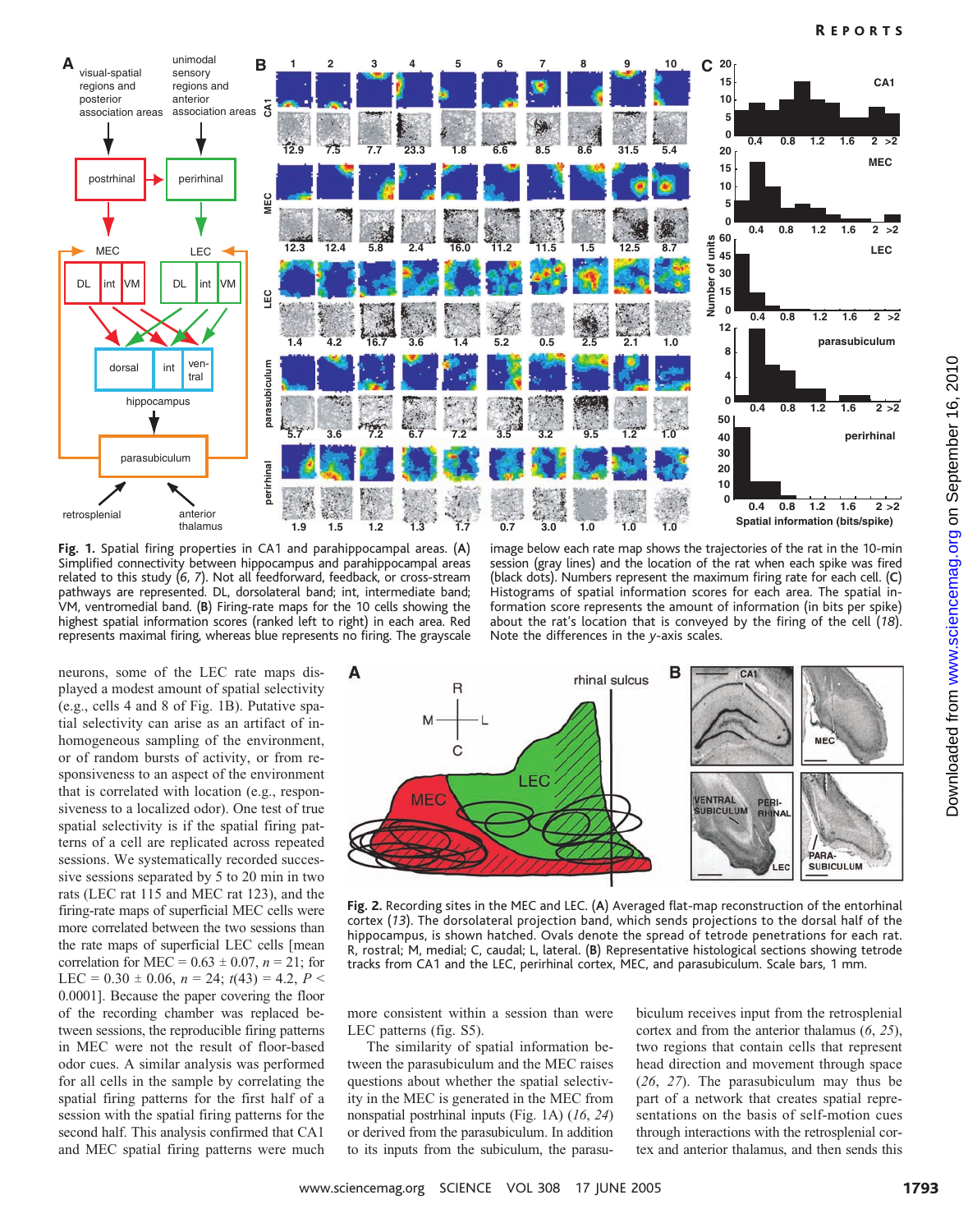**Fig. 1.** Spatial firing properties in CA1 and parahippocampal areas. (**A**) Simplified connectivity between hippocampus and parahippocampal areas related to this study (*6*, *7*). Not all feedforward, feedback, or cross-stream pathways are represented. DL, dorsolateral band; int, intermediate band; VM, ventromedial band. (**B**) Firing-rate maps for the 10 cells showing the highest spatial information scores (ranked left to right) in each area. Red represents maximal firing, whereas blue represents no firing. The grayscale image below each rate map shows the trajectories of the rat in the 10-min session (gray lines) and the location of the rat when each spike was fired (black dots). Numbers represent the maximum firing rate for each cell. (**C**) Histograms of spatial information scores for each area. The spatial information score represents the amount of information (in bits per spike) about the rat's location that is conveyed by the firing of the cell (*18*). Note the differences in the *y*-axis scales.

neurons, some of the LEC rate maps displayed a modest amount of spatial selectivity (e.g., cells 4 and 8 of Fig. 1B). Putative spatial selectivity can arise as an artifact of inhomogeneous sampling of the environment, or of random bursts of activity, or from responsiveness to an aspect of the environment that is correlated with location (e.g., responsiveness to a localized odor). One test of true spatial selectivity is if the spatial firing patterns of a cell are replicated across repeated sessions. We systematically recorded successive sessions separated by 5 to 20 min in two rats (LEC rat 115 and MEC rat 123), and the firing-rate maps of superficial MEC cells were more correlated between the two sessions than the rate maps of superficial LEC cells [mean correlation for MEC = 0.63 ± 0.07, $n = 21$; for LEC = 0.30 ± 0.06, $n = 24$; $t(43) = 4.2$, $P < 0.0001$]. Because the paper covering the floor of the recording chamber was replaced between sessions, the reproducible firing patterns in MEC were not the result of floor-based odor cues. A similar analysis was performed for all cells in the sample by correlating the spatial firing patterns for the first half of a session with the spatial firing patterns for the second half. This analysis confirmed that CA1 and MEC spatial firing patterns were much more consistent within a session than were LEC patterns (fig. S5).

The similarity of spatial information between the parasubiculum and the MEC raises questions about whether the spatial selectivity in the MEC is generated in the MEC from nonspatial postrhinal inputs (Fig. 1A) (*16*, *24*) or derived from the parasubiculum. In addition to its inputs from the subiculum, the parasubiculum receives input from the retrosplenial cortex and from the anterior thalamus (*6*, *25*), two regions that contain cells that represent head direction and movement through space (*26*, *27*). The parasubiculum may thus be part of a network that creates spatial representations on the basis of self-motion cues through interactions with the retrosplenial cortex and anterior thalamus, and then sends this

**Fig. 2.** Recording sites in the MEC and LEC. (**A**) Averaged flat-map reconstruction of the entorhinal cortex (*13*). The dorsolateral projection band, which sends projections to the dorsal half of the hippocampus, is shown hatched. Ovals denote the spread of tetrode penetrations for each rat. R, rostral; M, medial; C, caudal; L, lateral. (**B**) Representative histological sections showing tetrode tracks from CA1 and the LEC, perirhinal cortex, MEC, and parasubiculum. Scale bars, 1 mm.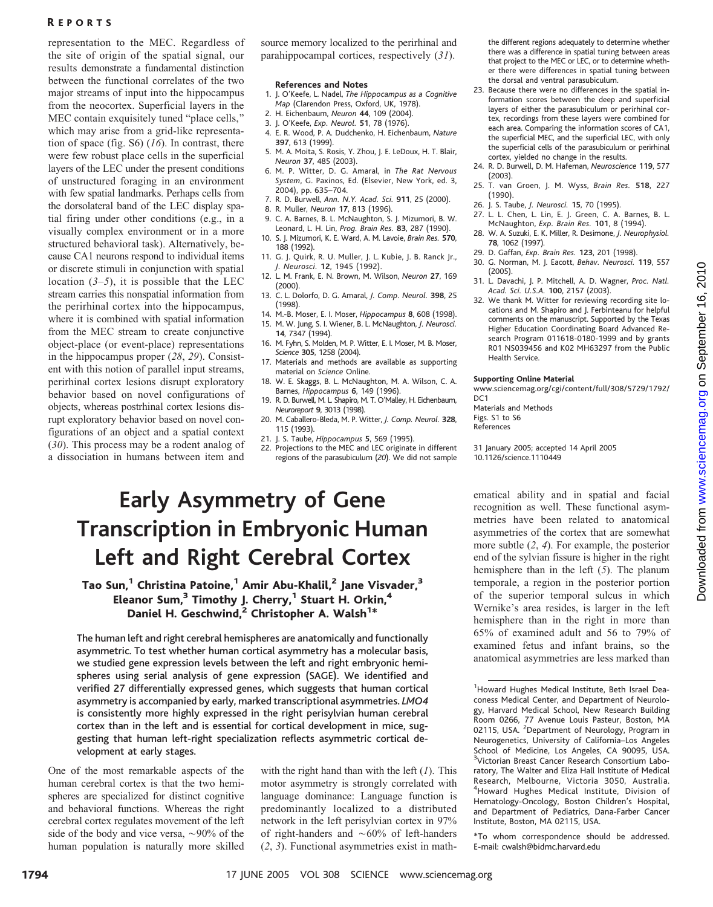representation to the MEC. Regardless of the site of origin of the spatial signal, our results demonstrate a fundamental distinction between the functional correlates of the two major streams of input into the hippocampus from the neocortex. Superficial layers in the MEC contain exquisitely tuned "place cells," which may arise from a grid-like representation of space (fig. S6) (*16*). In contrast, there were few robust place cells in the superficial layers of the LEC under the present conditions of unstructured foraging in an environment with few spatial landmarks. Perhaps cells from the dorsolateral band of the LEC display spatial firing under other conditions (e.g., in a visually complex environment or in a more structured behavioral task). Alternatively, because CA1 neurons respond to individual items or discrete stimuli in conjunction with spatial location (*3–5*), it is possible that the LEC stream carries this nonspatial information from the perirhinal cortex into the hippocampus, where it is combined with spatial information from the MEC stream to create conjunctive object-place (or event-place) representations in the hippocampus proper (*28*, *29*). Consistent with this notion of parallel input streams, perirhinal cortex lesions disrupt exploratory behavior based on novel configurations of objects, whereas postrhinal cortex lesions disrupt exploratory behavior based on novel configurations of an object and a spatial context (*30*). This process may be a rodent analog of a dissociation in humans between item and source memory localized to the perirhinal and parahippocampal cortices, respectively (*31*).

### References and Notes

1. J. O'Keefe, L. Nadel, *The Hippocampus as a Cognitive Map* (Clarendon Press, Oxford, UK, 1978).
2. H. Eichenbaum, *Neuron* **44**, 109 (2004).
3. J. O'Keefe, *Exp. Neurol.* **51**, 78 (1976).
4. E. R. Wood, P. A. Dudchenko, H. Eichenbaum, *Nature* **397**, 613 (1999).
5. M. A. Moita, S. Rosis, Y. Zhou, J. E. LeDoux, H. T. Blair, *Neuron* **37**, 485 (2003).
6. M. P. Witter, D. G. Amaral, in *The Rat Nervous System*, G. Paxinos, Ed. (Elsevier, New York, ed. 3, 2004), pp. 635–704.
7. R. D. Burwell, *Ann. N.Y. Acad. Sci.* **911**, 25 (2000).
8. R. Muller, *Neuron* **17**, 813 (1996).
9. C. A. Barnes, B. L. McNaughton, S. J. Mizumori, B. W. Leonard, L. H. Lin, *Prog. Brain Res.* **83**, 287 (1990).
10. S. J. Mizumori, K. E. Ward, A. M. Lavoie, *Brain Res.* **570**, 188 (1992).
11. G. J. Quirk, R. U. Muller, J. L. Kubie, J. B. Ranck Jr., *J. Neurosci.* **12**, 1945 (1992).
12. L. M. Frank, E. N. Brown, M. Wilson, *Neuron* **27**, 169 (2000).
13. C. L. Dolorfo, D. G. Amaral, *J. Comp. Neurol.* **398**, 25 (1998).
14. M.-B. Moser, E. I. Moser, *Hippocampus* **8**, 608 (1998).
15. M. W. Jung, S. I. Wiener, B. L. McNaughton, *J. Neurosci.* **14**, 7347 (1994).
16. M. Fyhn, S. Molden, M. P. Witter, E. I. Moser, M. B. Moser, *Science* **305**, 1258 (2004).
17. Materials and methods are available as supporting material on *Science* Online.
18. W. E. Skaggs, B. L. McNaughton, M. A. Wilson, C. A. Barnes, *Hippocampus* **6**, 149 (1996).
19. R. D. Burwell, M. L. Shapiro, M. T. O'Malley, H. Eichenbaum, *Neuroreport* **9**, 3013 (1998).
20. M. Caballero-Bleda, M. P. Witter, *J. Comp. Neurol.* **328**, 115 (1993).
21. J. S. Taube, *Hippocampus* **5**, 569 (1995).
22. Projections to the MEC and LEC originate in different regions of the parasubiculum (*20*). We did not sample the different regions adequately to determine whether there was a difference in spatial tuning between areas that project to the MEC or LEC, or to determine whether there were differences in spatial tuning between the dorsal and ventral parasubiculum.
23. Because there were no differences in the spatial information scores between the deep and superficial layers of either the parasubiculum or perirhinal cortex, recordings from these layers were combined for each area. Comparing the information scores of CA1, the superficial MEC, and the superficial LEC, with only the superficial cells of the parasubiculum or perirhinal cortex, yielded no change in the results.
24. R. D. Burwell, D. M. Hafeman, *Neuroscience* **119**, 577 (2003).
25. T. van Groen, J. M. Wyss, *Brain Res.* **518**, 227 (1990).
26. J. S. Taube, *J. Neurosci.* **15**, 70 (1995).
27. L. L. Chen, L. Lin, E. J. Green, C. A. Barnes, B. L. McNaughton, *Exp. Brain Res.* **101**, 8 (1994).
28. W. A. Suzuki, E. K. Miller, R. Desimone, *J. Neurophysiol.* **78**, 1062 (1997).
29. D. Gaffan, *Exp. Brain Res.* **123**, 201 (1998).
30. G. Norman, M. J. Eacott, *Behav. Neurosci.* **119**, 557 (2005).
31. L. Davachi, J. P. Mitchell, A. D. Wagner, *Proc. Natl. Acad. Sci. U.S.A.* **100**, 2157 (2003).
32. We thank M. Witter for reviewing recording site locations and M. Shapiro and J. Ferbinteanu for helpful comments on the manuscript. Supported by the Texas Higher Education Coordinating Board Advanced Research Program 011618-0180-1999 and by grants R01 NS039456 and K02 MH63297 from the Public Health Service.

**Supporting Online Material**
www.sciencemag.org/cgi/content/full/308/5729/1792/DC1
Materials and Methods
Figs. S1 to S6
References

31 January 2005; accepted 14 April 2005
10.1126/science.1110449

# Early Asymmetry of Gene Transcription in Embryonic Human Left and Right Cerebral Cortex

**Tao Sun,[1] Christina Patoine,[1] Amir Abu-Khalil,[2] Jane Visvader,[3] Eleanor Sum,[3] Timothy J. Cherry,[1] Stuart H. Orkin,[4] Daniel H. Geschwind,[2] Christopher A. Walsh[1]***

**The human left and right cerebral hemispheres are anatomically and functionally asymmetric. To test whether human cortical asymmetry has a molecular basis, we studied gene expression levels between the left and right embryonic hemispheres using serial analysis of gene expression (SAGE). We identified and verified 27 differentially expressed genes, which suggests that human cortical asymmetry is accompanied by early, marked transcriptional asymmetries. *LMO4* is consistently more highly expressed in the right perisylvian human cerebral cortex than in the left and is essential for cortical development in mice, suggesting that human left-right specialization reflects asymmetric cortical development at early stages.**

One of the most remarkable aspects of the human cerebral cortex is that the two hemispheres are specialized for distinct cognitive and behavioral functions. Whereas the right cerebral cortex regulates movement of the left side of the body and vice versa, ~90% of the human population is naturally more skilled with the right hand than with the left (*1*). This motor asymmetry is strongly correlated with language dominance: Language function is predominantly localized to a distributed network in the left perisylvian cortex in 97% of right-handers and ~60% of left-handers (*2*, *3*). Functional asymmetries exist in mathematical ability and in spatial and facial recognition as well. These functional asymmetries have been related to anatomical asymmetries of the cortex that are somewhat more subtle (*2*, *4*). For example, the posterior end of the sylvian fissure is higher in the right hemisphere than in the left (*5*). The planum temporale, a region in the posterior portion of the superior temporal sulcus in which Wernike's area resides, is larger in the left hemisphere than in the right in more than 65% of examined adult and 56 to 79% of examined fetus and infant brains, so the anatomical asymmetries are less marked than

[1]Howard Hughes Medical Institute, Beth Israel Deaconess Medical Center, and Department of Neurology, Harvard Medical School, New Research Building Room 0266, 77 Avenue Louis Pasteur, Boston, MA 02115, USA. [2]Department of Neurology, Program in Neurogenetics, University of California–Los Angeles School of Medicine, Los Angeles, CA 90095, USA. [3]Victorian Breast Cancer Research Consortium Laboratory, The Walter and Eliza Hall Institute of Medical Research, Melbourne, Victoria 3050, Australia. [4]Howard Hughes Medical Institute, Division of Hematology-Oncology, Boston Children's Hospital, and Department of Pediatrics, Dana-Farber Cancer Institute, Boston, MA 02115, USA.

*To whom correspondence should be addressed. E-mail: cwalsh@bidmc.harvard.edu